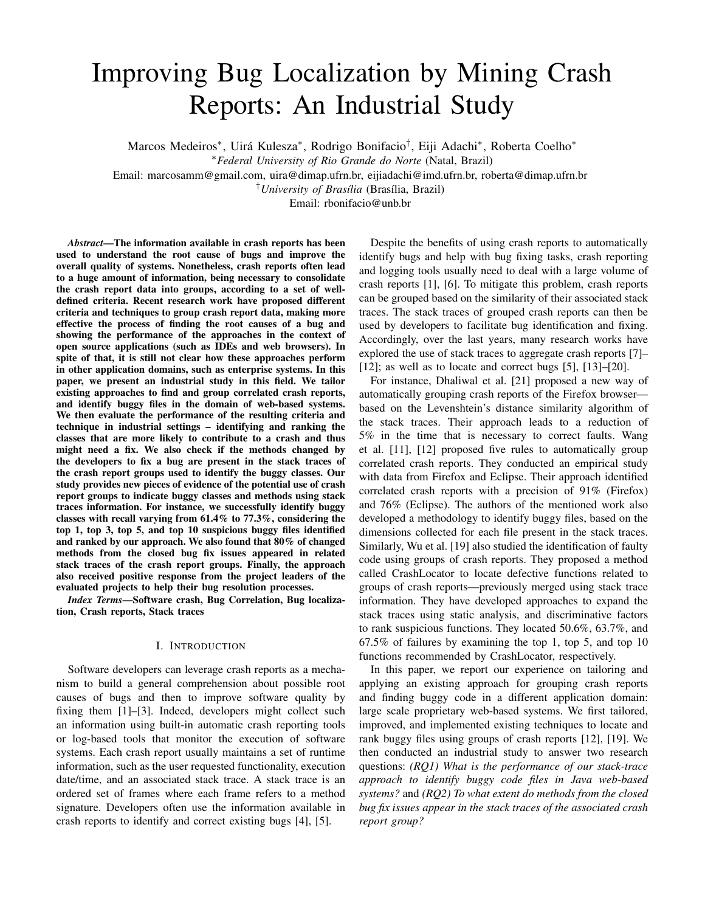# Improving Bug Localization by Mining Crash Reports: An Industrial Study

Marcos Medeiros*, Uirá Kulesza*, Rodrigo Bonifacio†, Eiji Adachi*, Roberta Coelho*

*Federal University of Rio Grande do Norte (Natal, Brazil)

Email: marcosamm@gmail.com, uira@dimap.ufrn.br, eijiadachi@imd.ufrn.br, roberta@dimap.ufrn.br

†University of Brasília (Brasília, Brazil)

Email: rbonifacio@unb.br

***Abstract*—The information available in crash reports has been used to understand the root cause of bugs and improve the overall quality of systems. Nonetheless, crash reports often lead to a huge amount of information, being necessary to consolidate the crash report data into groups, according to a set of well-defined criteria. Recent research work have proposed different criteria and techniques to group crash report data, making more effective the process of finding the root causes of a bug and showing the performance of the approaches in the context of open source applications (such as IDEs and web browsers). In spite of that, it is still not clear how these approaches perform in other application domains, such as enterprise systems. In this paper, we present an industrial study in this field. We tailor existing approaches to find and group correlated crash reports, and identify buggy files in the domain of web-based systems. We then evaluate the performance of the resulting criteria and technique in industrial settings – identifying and ranking the classes that are more likely to contribute to a crash and thus might need a fix. We also check if the methods changed by the developers to fix a bug are present in the stack traces of the crash report groups used to identify the buggy classes. Our study provides new pieces of evidence of the potential use of crash report groups to indicate buggy classes and methods using stack traces information. For instance, we successfully identify buggy classes with recall varying from 61.4% to 77.3%, considering the top 1, top 3, top 5, and top 10 suspicious buggy files identified and ranked by our approach. We also found that 80% of changed methods from the closed bug fix issues appeared in related stack traces of the crash report groups. Finally, the approach also received positive response from the project leaders of the evaluated projects to help their bug resolution processes.**

***Index Terms*—Software crash, Bug Correlation, Bug localization, Crash reports, Stack traces**

## I. Introduction

Software developers can leverage crash reports as a mechanism to build a general comprehension about possible root causes of bugs and then to improve software quality by fixing them [1]–[3]. Indeed, developers might collect such an information using built-in automatic crash reporting tools or log-based tools that monitor the execution of software systems. Each crash report usually maintains a set of runtime information, such as the user requested functionality, execution date/time, and an associated stack trace. A stack trace is an ordered set of frames where each frame refers to a method signature. Developers often use the information available in crash reports to identify and correct existing bugs [4], [5].

Despite the benefits of using crash reports to automatically identify bugs and help with bug fixing tasks, crash reporting and logging tools usually need to deal with a large volume of crash reports [1], [6]. To mitigate this problem, crash reports can be grouped based on the similarity of their associated stack traces. The stack traces of grouped crash reports can then be used by developers to facilitate bug identification and fixing. Accordingly, over the last years, many research works have explored the use of stack traces to aggregate crash reports [7]–[12]; as well as to locate and correct bugs [5], [13]–[20].

For instance, Dhaliwal et al. [21] proposed a new way of automatically grouping crash reports of the Firefox browser—based on the Levenshtein's distance similarity algorithm of the stack traces. Their approach leads to a reduction of 5% in the time that is necessary to correct faults. Wang et al. [11], [12] proposed five rules to automatically group correlated crash reports. They conducted an empirical study with data from Firefox and Eclipse. Their approach identified correlated crash reports with a precision of 91% (Firefox) and 76% (Eclipse). The authors of the mentioned work also developed a methodology to identify buggy files, based on the dimensions collected for each file present in the stack traces. Similarly, Wu et al. [19] also studied the identification of faulty code using groups of crash reports. They proposed a method called CrashLocator to locate defective functions related to groups of crash reports—previously merged using stack trace information. They have developed approaches to expand the stack traces using static analysis, and discriminative factors to rank suspicious functions. They located 50.6%, 63.7%, and 67.5% of failures by examining the top 1, top 5, and top 10 functions recommended by CrashLocator, respectively.

In this paper, we report our experience on tailoring and applying an existing approach for grouping crash reports and finding buggy code in a different application domain: large scale proprietary web-based systems. We first tailored, improved, and implemented existing techniques to locate and rank buggy files using groups of crash reports [12], [19]. We then conducted an industrial study to answer two research questions: *(RQ1) What is the performance of our stack-trace approach to identify buggy code files in Java web-based systems?* and *(RQ2) To what extent do methods from the closed bug fix issues appear in the stack traces of the associated crash report group?*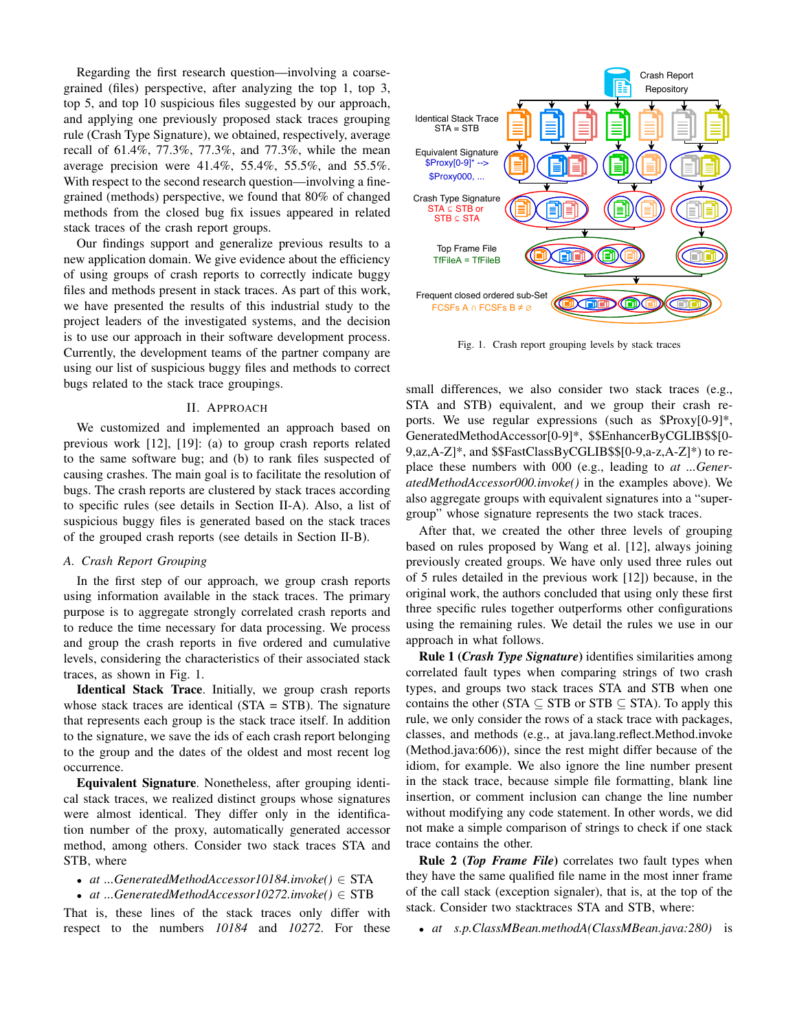Regarding the first research question—involving a coarse-grained (files) perspective, after analyzing the top 1, top 3, top 5, and top 10 suspicious files suggested by our approach, and applying one previously proposed stack traces grouping rule (Crash Type Signature), we obtained, respectively, average recall of 61.4%, 77.3%, 77.3%, and 77.3%, while the mean average precision were 41.4%, 55.4%, 55.5%, and 55.5%. With respect to the second research question—involving a fine-grained (methods) perspective, we found that 80% of changed methods from the closed bug fix issues appeared in related stack traces of the crash report groups.

Our findings support and generalize previous results to a new application domain. We give evidence about the efficiency of using groups of crash reports to correctly indicate buggy files and methods present in stack traces. As part of this work, we have presented the results of this industrial study to the project leaders of the investigated systems, and the decision is to use our approach in their software development process. Currently, the development teams of the partner company are using our list of suspicious buggy files and methods to correct bugs related to the stack trace groupings.

## II. Approach

We customized and implemented an approach based on previous work [12], [19]: (a) to group crash reports related to the same software bug; and (b) to rank files suspected of causing crashes. The main goal is to facilitate the resolution of bugs. The crash reports are clustered by stack traces according to specific rules (see details in Section II-A). Also, a list of suspicious buggy files is generated based on the stack traces of the grouped crash reports (see details in Section II-B).

### A. Crash Report Grouping

In the first step of our approach, we group crash reports using information available in the stack traces. The primary purpose is to aggregate strongly correlated crash reports and to reduce the time necessary for data processing. We process and group the crash reports in five ordered and cumulative levels, considering the characteristics of their associated stack traces, as shown in Fig. 1.

**Identical Stack Trace**. Initially, we group crash reports whose stack traces are identical (STA = STB). The signature that represents each group is the stack trace itself. In addition to the signature, we save the ids of each crash report belonging to the group and the dates of the oldest and most recent log occurrence.

**Equivalent Signature**. Nonetheless, after grouping identical stack traces, we realized distinct groups whose signatures were almost identical. They differ only in the identification number of the proxy, automatically generated accessor method, among others. Consider two stack traces STA and STB, where

- *at ...GeneratedMethodAccessor10184.invoke()* ∈ STA
- *at ...GeneratedMethodAccessor10272.invoke()* ∈ STB

That is, these lines of the stack traces only differ with respect to the numbers *10184* and *10272*. For these

Crash Report Repository

Identical Stack Trace STA = STB

Equivalent Signature $Proxy[0-9]* --> $Proxy000, ...

Crash Type Signature STA ⊆ STB or STB ⊆ STA

Top Frame File TfFileA = TfFileB

Frequent closed ordered sub-Set FCSFs A ∩ FCSFs B ≠ ∅

Fig. 1. Crash report grouping levels by stack traces

small differences, we also consider two stack traces (e.g., STA and STB) equivalent, and we group their crash reports. We use regular expressions (such as $Proxy[0-9]*, GeneratedMethodAccessor[0-9]*, $$EnhancerByCGLIB$$[0-9,az,A-Z]*, and $$FastClassByCGLIB$$[0-9,a-z,A-Z]*) to replace these numbers with 000 (e.g., leading to *at ...GeneratedMethodAccessor000.invoke()* in the examples above). We also aggregate groups with equivalent signatures into a "super-group" whose signature represents the two stack traces.

After that, we created the other three levels of grouping based on rules proposed by Wang et al. [12], always joining previously created groups. We have only used three rules out of 5 rules detailed in the previous work [12]) because, in the original work, the authors concluded that using only these first three specific rules together outperforms other configurations using the remaining rules. We detail the rules we use in our approach in what follows.

**Rule 1 (*Crash Type Signature*)** identifies similarities among correlated fault types when comparing strings of two crash types, and groups two stack traces STA and STB when one contains the other (STA ⊆ STB or STB ⊆ STA). To apply this rule, we only consider the rows of a stack trace with packages, classes, and methods (e.g., at java.lang.reflect.Method.invoke (Method.java:606)), since the rest might differ because of the idiom, for example. We also ignore the line number present in the stack trace, because simple file formatting, blank line insertion, or comment inclusion can change the line number without modifying any code statement. In other words, we did not make a simple comparison of strings to check if one stack trace contains the other.

**Rule 2 (*Top Frame File*)** correlates two fault types when they have the same qualified file name in the most inner frame of the call stack (exception signaler), that is, at the top of the stack. Consider two stacktraces STA and STB, where:

- *at s.p.ClassMBean.methodA(ClassMBean.java:280)* is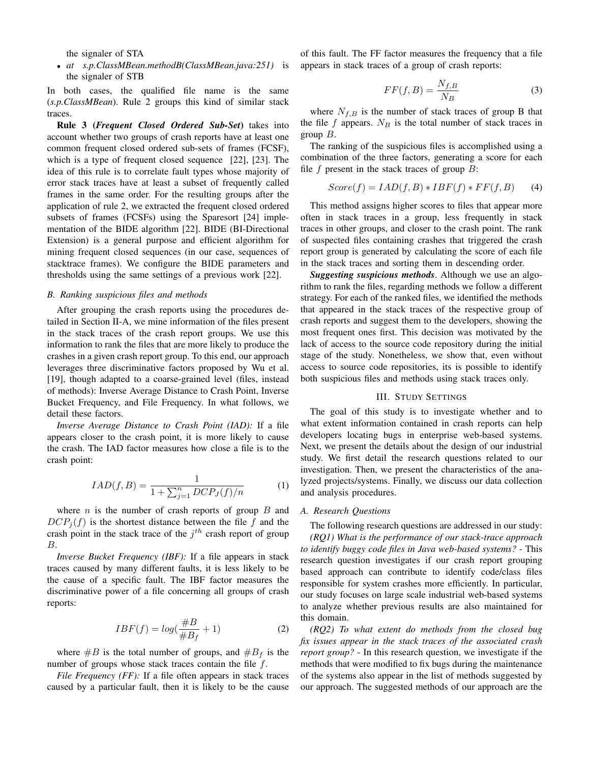the signaler of STA

- *at s.p.ClassMBean.methodB(ClassMBean.java:251)* is the signaler of STB

In both cases, the qualified file name is the same (*s.p.ClassMBean*). Rule 2 groups this kind of similar stack traces.

**Rule 3 (*Frequent Closed Ordered Sub-Set*)** takes into account whether two groups of crash reports have at least one common frequent closed ordered sub-sets of frames (FCSF), which is a type of frequent closed sequence [22], [23]. The idea of this rule is to correlate fault types whose majority of error stack traces have at least a subset of frequently called frames in the same order. For the resulting groups after the application of rule 2, we extracted the frequent closed ordered subsets of frames (FCSFs) using the Sparesort [24] implementation of the BIDE algorithm [22]. BIDE (BI-Directional Extension) is a general purpose and efficient algorithm for mining frequent closed sequences (in our case, sequences of stacktrace frames). We configure the BIDE parameters and thresholds using the same settings of a previous work [22].

### B. Ranking suspicious files and methods

After grouping the crash reports using the procedures detailed in Section II-A, we mine information of the files present in the stack traces of the crash report groups. We use this information to rank the files that are more likely to produce the crashes in a given crash report group. To this end, our approach leverages three discriminative factors proposed by Wu et al. [19], though adapted to a coarse-grained level (files, instead of methods): Inverse Average Distance to Crash Point, Inverse Bucket Frequency, and File Frequency. In what follows, we detail these factors.

*Inverse Average Distance to Crash Point (IAD):* If a file appears closer to the crash point, it is more likely to cause the crash. The IAD factor measures how close a file is to the crash point:

$$IAD(f, B) = \frac{1}{1 + \sum_{j=1}^{n} DCP_J(f)/n} \quad (1)$$

where $n$ is the number of crash reports of group $B$ and $DCP_j(f)$ is the shortest distance between the file $f$ and the crash point in the stack trace of the $j^{th}$ crash report of group $B$.

*Inverse Bucket Frequency (IBF):* If a file appears in stack traces caused by many different faults, it is less likely to be the cause of a specific fault. The IBF factor measures the discriminative power of a file concerning all groups of crash reports:

$$IBF(f) = log(\frac{\#B}{\#B_f} + 1) \quad (2)$$

where $\#B$ is the total number of groups, and $\#B_f$ is the number of groups whose stack traces contain the file $f$.

*File Frequency (FF):* If a file often appears in stack traces caused by a particular fault, then it is likely to be the cause of this fault. The FF factor measures the frequency that a file appears in stack traces of a group of crash reports:

$$FF(f, B) = \frac{N_{f,B}}{N_B} \quad (3)$$

where $N_{f,B}$ is the number of stack traces of group B that the file $f$ appears. $N_B$ is the total number of stack traces in group $B$.

The ranking of the suspicious files is accomplished using a combination of the three factors, generating a score for each file $f$ present in the stack traces of group $B$:

$$Score(f) = IAD(f, B) * IBF(f) * FF(f, B) \quad (4)$$

This method assigns higher scores to files that appear more often in stack traces in a group, less frequently in stack traces in other groups, and closer to the crash point. The rank of suspected files containing crashes that triggered the crash report group is generated by calculating the score of each file in the stack traces and sorting them in descending order.

***Suggesting suspicious methods***. Although we use an algorithm to rank the files, regarding methods we follow a different strategy. For each of the ranked files, we identified the methods that appeared in the stack traces of the respective group of crash reports and suggest them to the developers, showing the most frequent ones first. This decision was motivated by the lack of access to the source code repository during the initial stage of the study. Nonetheless, we show that, even without access to source code repositories, its is possible to identify both suspicious files and methods using stack traces only.

## III. Study Settings

The goal of this study is to investigate whether and to what extent information contained in crash reports can help developers locating bugs in enterprise web-based systems. Next, we present the details about the design of our industrial study. We first detail the research questions related to our investigation. Then, we present the characteristics of the analyzed projects/systems. Finally, we discuss our data collection and analysis procedures.

### A. Research Questions

The following research questions are addressed in our study:

*(RQ1) What is the performance of our stack-trace approach to identify buggy code files in Java web-based systems?* - This research question investigates if our crash report grouping based approach can contribute to identify code/class files responsible for system crashes more efficiently. In particular, our study focuses on large scale industrial web-based systems to analyze whether previous results are also maintained for this domain.

*(RQ2) To what extent do methods from the closed bug fix issues appear in the stack traces of the associated crash report group?* - In this research question, we investigate if the methods that were modified to fix bugs during the maintenance of the systems also appear in the list of methods suggested by our approach. The suggested methods of our approach are the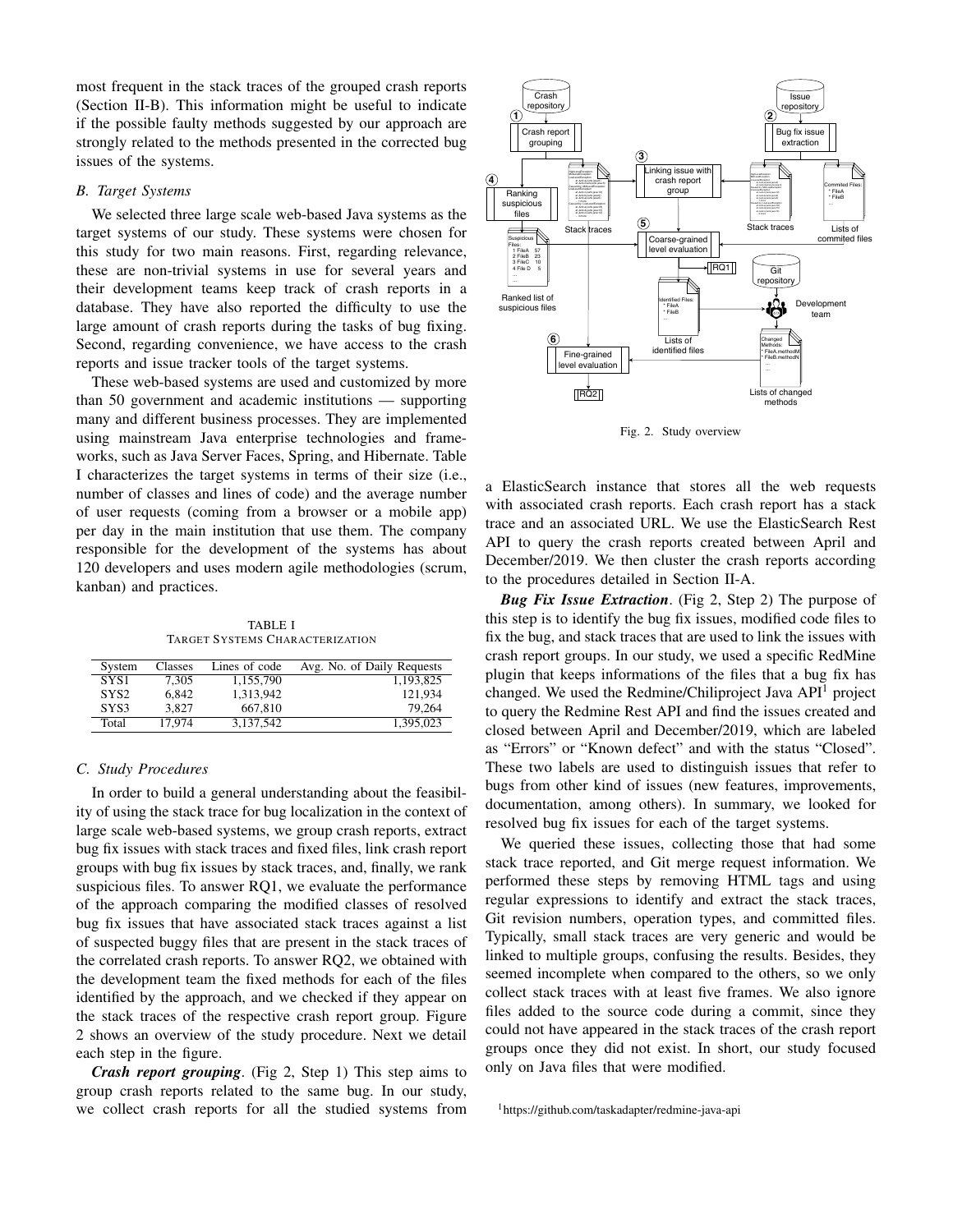most frequent in the stack traces of the grouped crash reports (Section II-B). This information might be useful to indicate if the possible faulty methods suggested by our approach are strongly related to the methods presented in the corrected bug issues of the systems.

### B. Target Systems

We selected three large scale web-based Java systems as the target systems of our study. These systems were chosen for this study for two main reasons. First, regarding relevance, these are non-trivial systems in use for several years and their development teams keep track of crash reports in a database. They have also reported the difficulty to use the large amount of crash reports during the tasks of bug fixing. Second, regarding convenience, we have access to the crash reports and issue tracker tools of the target systems.

These web-based systems are used and customized by more than 50 government and academic institutions — supporting many and different business processes. They are implemented using mainstream Java enterprise technologies and frameworks, such as Java Server Faces, Spring, and Hibernate. Table I characterizes the target systems in terms of their size (i.e., number of classes and lines of code) and the average number of user requests (coming from a browser or a mobile app) per day in the main institution that use them. The company responsible for the development of the systems has about 120 developers and uses modern agile methodologies (scrum, kanban) and practices.

TABLE I
TARGET SYSTEMS CHARACTERIZATION

| System | Classes | Lines of code | Avg. No. of Daily Requests |
|---|---|---|---|
| SYS1 | 7,305 | 1,155,790 | 1,193,825 |
| SYS2 | 6,842 | 1,313,942 | 121,934 |
| SYS3 | 3,827 | 667,810 | 79,264 |
| Total | 17,974 | 3,137,542 | 1,395,023 |

### C. Study Procedures

In order to build a general understanding about the feasibility of using the stack trace for bug localization in the context of large scale web-based systems, we group crash reports, extract bug fix issues with stack traces and fixed files, link crash report groups with bug fix issues by stack traces, and, finally, we rank suspicious files. To answer RQ1, we evaluate the performance of the approach comparing the modified classes of resolved bug fix issues that have associated stack traces against a list of suspected buggy files that are present in the stack traces of the correlated crash reports. To answer RQ2, we obtained with the development team the fixed methods for each of the files identified by the approach, and we checked if they appear on the stack traces of the respective crash report group. Figure 2 shows an overview of the study procedure. Next we detail each step in the figure.

***Crash report grouping***. (Fig 2, Step 1) This step aims to group crash reports related to the same bug. In our study, we collect crash reports for all the studied systems from

Fig. 2. Study overview

a ElasticSearch instance that stores all the web requests with associated crash reports. Each crash report has a stack trace and an associated URL. We use the ElasticSearch Rest API to query the crash reports created between April and December/2019. We then cluster the crash reports according to the procedures detailed in Section II-A.

***Bug Fix Issue Extraction***. (Fig 2, Step 2) The purpose of this step is to identify the bug fix issues, modified code files to fix the bug, and stack traces that are used to link the issues with crash report groups. In our study, we used a specific RedMine plugin that keeps informations of the files that a bug fix has changed. We used the Redmine/Chiliproject Java API[1] project to query the Redmine Rest API and find the issues created and closed between April and December/2019, which are labeled as "Errors" or "Known defect" and with the status "Closed". These two labels are used to distinguish issues that refer to bugs from other kind of issues (new features, improvements, documentation, among others). In summary, we looked for resolved bug fix issues for each of the target systems.

We queried these issues, collecting those that had some stack trace reported, and Git merge request information. We performed these steps by removing HTML tags and using regular expressions to identify and extract the stack traces, Git revision numbers, operation types, and committed files. Typically, small stack traces are very generic and would be linked to multiple groups, confusing the results. Besides, they seemed incomplete when compared to the others, so we only collect stack traces with at least five frames. We also ignore files added to the source code during a commit, since they could not have appeared in the stack traces of the crash report groups once they did not exist. In short, our study focused only on Java files that were modified.

[1] https://github.com/taskadapter/redmine-java-api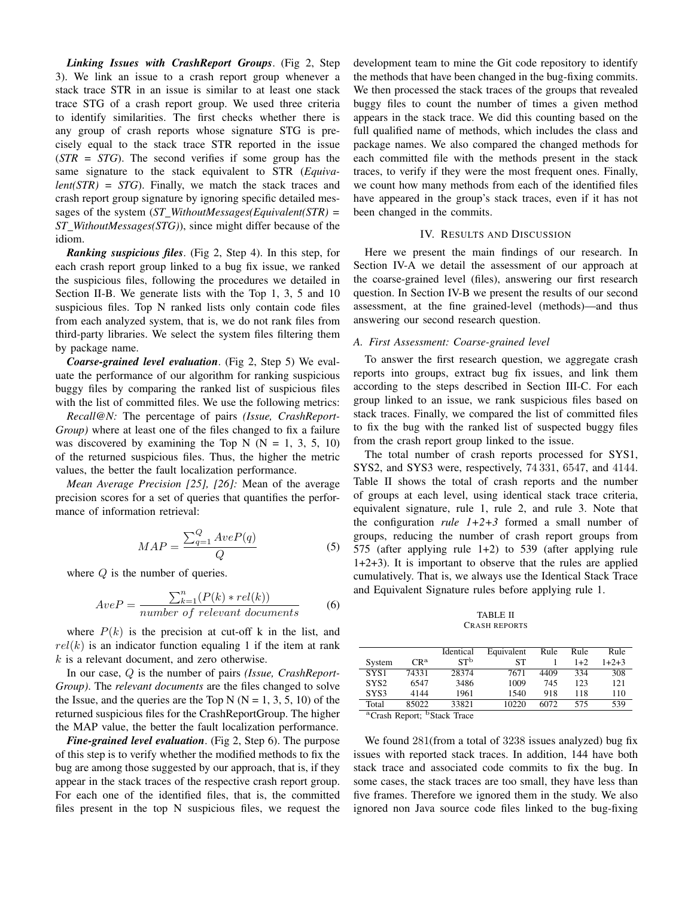***Linking Issues with CrashReport Groups***. (Fig 2, Step 3). We link an issue to a crash report group whenever a stack trace STR in an issue is similar to at least one stack trace STG of a crash report group. We used three criteria to identify similarities. The first checks whether there is any group of crash reports whose signature STG is precisely equal to the stack trace STR reported in the issue (*STR = STG*). The second verifies if some group has the same signature to the stack equivalent to STR (*Equivalent(STR) = STG*). Finally, we match the stack traces and crash report group signature by ignoring specific detailed messages of the system (*ST_WithoutMessages(Equivalent(STR) = ST_WithoutMessages(STG)*), since might differ because of the idiom.

***Ranking suspicious files***. (Fig 2, Step 4). In this step, for each crash report group linked to a bug fix issue, we ranked the suspicious files, following the procedures we detailed in Section II-B. We generate lists with the Top 1, 3, 5 and 10 suspicious files. Top N ranked lists only contain code files from each analyzed system, that is, we do not rank files from third-party libraries. We select the system files filtering them by package name.

***Coarse-grained level evaluation***. (Fig 2, Step 5) We evaluate the performance of our algorithm for ranking suspicious buggy files by comparing the ranked list of suspicious files with the list of committed files. We use the following metrics:

*Recall@N:* The percentage of pairs *(Issue, CrashReport-Group)* where at least one of the files changed to fix a failure was discovered by examining the Top N (N = 1, 3, 5, 10) of the returned suspicious files. Thus, the higher the metric values, the better the fault localization performance.

*Mean Average Precision [25], [26]:* Mean of the average precision scores for a set of queries that quantifies the performance of information retrieval:

$$MAP = \frac{\sum_{q=1}^{Q} AveP(q)}{Q} \tag{5}$$

where $Q$ is the number of queries.

$$AveP = \frac{\sum_{k=1}^{n}(P(k) * rel(k))}{number\ of\ relevant\ documents} \tag{6}$$

where $P(k)$ is the precision at cut-off k in the list, and $rel(k)$ is an indicator function equaling 1 if the item at rank $k$ is a relevant document, and zero otherwise.

In our case, $Q$ is the number of pairs *(Issue, CrashReport-Group)*. The *relevant documents* are the files changed to solve the Issue, and the queries are the Top N (N = 1, 3, 5, 10) of the returned suspicious files for the CrashReportGroup. The higher the MAP value, the better the fault localization performance.

***Fine-grained level evaluation***. (Fig 2, Step 6). The purpose of this step is to verify whether the modified methods to fix the bug are among those suggested by our approach, that is, if they appear in the stack traces of the respective crash report group. For each one of the identified files, that is, the committed files present in the top N suspicious files, we request the development team to mine the Git code repository to identify the methods that have been changed in the bug-fixing commits. We then processed the stack traces of the groups that revealed buggy files to count the number of times a given method appears in the stack trace. We did this counting based on the full qualified name of methods, which includes the class and package names. We also compared the changed methods for each committed file with the methods present in the stack traces, to verify if they were the most frequent ones. Finally, we count how many methods from each of the identified files have appeared in the group's stack traces, even if it has not been changed in the commits.

## IV. Results and Discussion

Here we present the main findings of our research. In Section IV-A we detail the assessment of our approach at the coarse-grained level (files), answering our first research question. In Section IV-B we present the results of our second assessment, at the fine grained-level (methods)—and thus answering our second research question.

### A. First Assessment: Coarse-grained level

To answer the first research question, we aggregate crash reports into groups, extract bug fix issues, and link them according to the steps described in Section III-C. For each group linked to an issue, we rank suspicious files based on stack traces. Finally, we compared the list of committed files to fix the bug with the ranked list of suspected buggy files from the crash report group linked to the issue.

The total number of crash reports processed for SYS1, SYS2, and SYS3 were, respectively, 74 331, 6547, and 4144. Table II shows the total of crash reports and the number of groups at each level, using identical stack trace criteria, equivalent signature, rule 1, rule 2, and rule 3. Note that the configuration *rule 1+2+3* formed a small number of groups, reducing the number of crash report groups from 575 (after applying rule 1+2) to 539 (after applying rule 1+2+3). It is important to observe that the rules are applied cumulatively. That is, we always use the Identical Stack Trace and Equivalent Signature rules before applying rule 1.

TABLE II
Crash reports

| System | CR[a] | Identical ST[b] | Equivalent ST | Rule 1 | Rule 1+2 | Rule 1+2+3 |
|---|---|---|---|---|---|---|
| SYS1 | 74331 | 28374 | 7671 | 4409 | 334 | 308 |
| SYS2 | 6547 | 3486 | 1009 | 745 | 123 | 121 |
| SYS3 | 4144 | 1961 | 1540 | 918 | 118 | 110 |
| Total | 85022 | 33821 | 10220 | 6072 | 575 | 539 |

[a]Crash Report; [b]Stack Trace

We found 281(from a total of 3238 issues analyzed) bug fix issues with reported stack traces. In addition, 144 have both stack trace and associated code commits to fix the bug. In some cases, the stack traces are too small, they have less than five frames. Therefore we ignored them in the study. We also ignored non Java source code files linked to the bug-fixing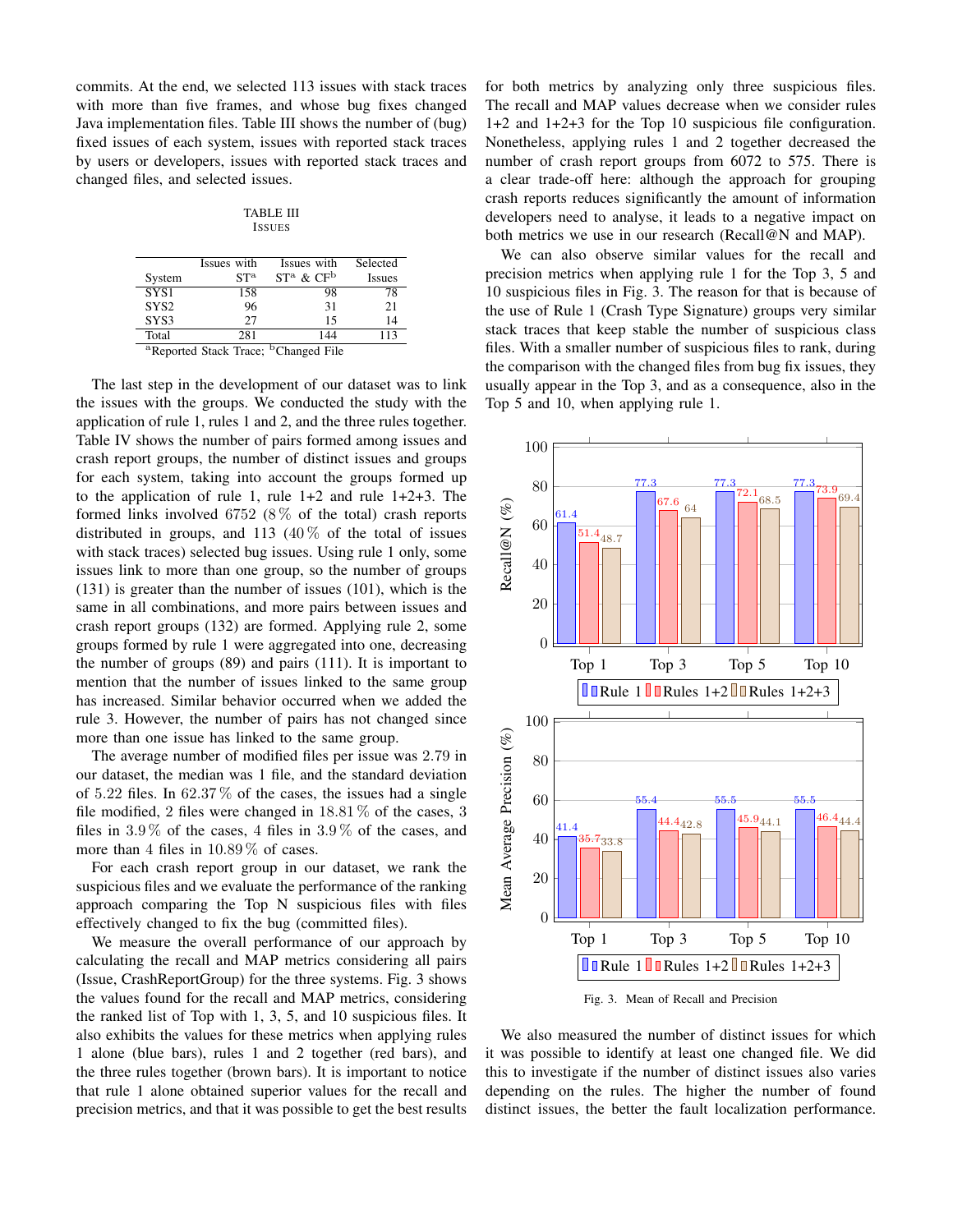commits. At the end, we selected 113 issues with stack traces with more than five frames, and whose bug fixes changed Java implementation files. Table III shows the number of (bug) fixed issues of each system, issues with reported stack traces by users or developers, issues with reported stack traces and changed files, and selected issues.

TABLE III
ISSUES

| System | Issues with ST[a] | Issues with ST[a] & CF[b] | Selected Issues |
|---|---|---|---|
| SYS1 | 158 | 98 | 78 |
| SYS2 | 96 | 31 | 21 |
| SYS3 | 27 | 15 | 14 |
| Total | 281 | 144 | 113 |

[a]Reported Stack Trace; [b]Changed File

The last step in the development of our dataset was to link the issues with the groups. We conducted the study with the application of rule 1, rules 1 and 2, and the three rules together. Table IV shows the number of pairs formed among issues and crash report groups, the number of distinct issues and groups for each system, taking into account the groups formed up to the application of rule 1, rule 1+2 and rule 1+2+3. The formed links involved 6752 (8% of the total) crash reports distributed in groups, and 113 (40% of the total of issues with stack traces) selected bug issues. Using rule 1 only, some issues link to more than one group, so the number of groups (131) is greater than the number of issues (101), which is the same in all combinations, and more pairs between issues and crash report groups (132) are formed. Applying rule 2, some groups formed by rule 1 were aggregated into one, decreasing the number of groups (89) and pairs (111). It is important to mention that the number of issues linked to the same group has increased. Similar behavior occurred when we added the rule 3. However, the number of pairs has not changed since more than one issue has linked to the same group.

The average number of modified files per issue was 2.79 in our dataset, the median was 1 file, and the standard deviation of 5.22 files. In 62.37% of the cases, the issues had a single file modified, 2 files were changed in 18.81% of the cases, 3 files in 3.9% of the cases, 4 files in 3.9% of the cases, and more than 4 files in 10.89% of cases.

For each crash report group in our dataset, we rank the suspicious files and we evaluate the performance of the ranking approach comparing the Top N suspicious files with files effectively changed to fix the bug (committed files).

We measure the overall performance of our approach by calculating the recall and MAP metrics considering all pairs (Issue, CrashReportGroup) for the three systems. Fig. 3 shows the values found for the recall and MAP metrics, considering the ranked list of Top with 1, 3, 5, and 10 suspicious files. It also exhibits the values for these metrics when applying rules 1 alone (blue bars), rules 1 and 2 together (red bars), and the three rules together (brown bars). It is important to notice that rule 1 alone obtained superior values for the recall and precision metrics, and that it was possible to get the best results for both metrics by analyzing only three suspicious files. The recall and MAP values decrease when we consider rules 1+2 and 1+2+3 for the Top 10 suspicious file configuration. Nonetheless, applying rules 1 and 2 together decreased the number of crash report groups from 6072 to 575. There is a clear trade-off here: although the approach for grouping crash reports reduces significantly the amount of information developers need to analyse, it leads to a negative impact on both metrics we use in our research (Recall@N and MAP).

We can also observe similar values for the recall and precision metrics when applying rule 1 for the Top 3, 5 and 10 suspicious files in Fig. 3. The reason for that is because of the use of Rule 1 (Crash Type Signature) groups very similar stack traces that keep stable the number of suspicious class files. With a smaller number of suspicious files to rank, during the comparison with the changed files from bug fix issues, they usually appear in the Top 3, and as a consequence, also in the Top 5 and 10, when applying rule 1.

Recall@N (%)

| | Rule 1 | Rules 1+2 | Rules 1+2+3 |
|---|---|---|---|
| Top 1 | 61.4 | 51.4 | 48.7 |
| Top 3 | 77.3 | 67.6 | 64 |
| Top 5 | 77.3 | 72.1 | 68.5 |
| Top 10 | 77.3 | 73.9 | 69.4 |

Mean Average Precision (%)

| | Rule 1 | Rules 1+2 | Rules 1+2+3 |
|---|---|---|---|
| Top 1 | 41.4 | 35.7 | 33.8 |
| Top 3 | 55.4 | 44.4 | 42.8 |
| Top 5 | 55.5 | 45.9 | 44.1 |
| Top 10 | 55.5 | 46.4 | 44.4 |

Fig. 3. Mean of Recall and Precision

We also measured the number of distinct issues for which it was possible to identify at least one changed file. We did this to investigate if the number of distinct issues also varies depending on the rules. The higher the number of found distinct issues, the better the fault localization performance.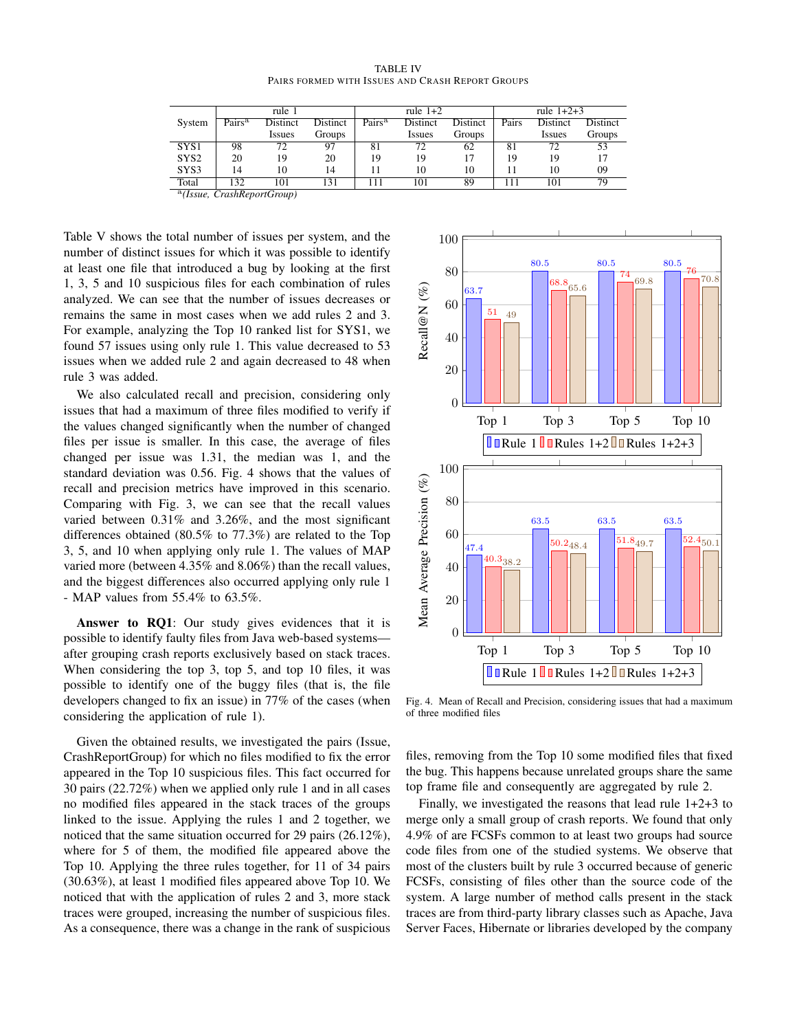TABLE IV
PAIRS FORMED WITH ISSUES AND CRASH REPORT GROUPS

| System | rule 1 | | | rule 1+2 | | | rule 1+2+3 | | |
|---|---|---|---|---|---|---|---|---|---|
| | Pairs[a] | Distinct Issues | Distinct Groups | Pairs[a] | Distinct Issues | Distinct Groups | Pairs | Distinct Issues | Distinct Groups |
| SYS1 | 98 | 72 | 97 | 81 | 72 | 62 | 81 | 72 | 53 |
| SYS2 | 20 | 19 | 20 | 19 | 19 | 17 | 19 | 19 | 17 |
| SYS3 | 14 | 10 | 14 | 11 | 10 | 10 | 11 | 10 | 09 |
| Total | 132 | 101 | 131 | 111 | 101 | 89 | 111 | 101 | 79 |

[a] *(Issue, CrashReportGroup)*

Table V shows the total number of issues per system, and the number of distinct issues for which it was possible to identify at least one file that introduced a bug by looking at the first 1, 3, 5 and 10 suspicious files for each combination of rules analyzed. We can see that the number of issues decreases or remains the same in most cases when we add rules 2 and 3. For example, analyzing the Top 10 ranked list for SYS1, we found 57 issues using only rule 1. This value decreased to 53 issues when we added rule 2 and again decreased to 48 when rule 3 was added.

We also calculated recall and precision, considering only issues that had a maximum of three files modified to verify if the values changed significantly when the number of changed files per issue is smaller. In this case, the average of files changed per issue was 1.31, the median was 1, and the standard deviation was 0.56. Fig. 4 shows that the values of recall and precision metrics have improved in this scenario. Comparing with Fig. 3, we can see that the recall values varied between 0.31% and 3.26%, and the most significant differences obtained (80.5% to 77.3%) are related to the Top 3, 5, and 10 when applying only rule 1. The values of MAP varied more (between 4.35% and 8.06%) than the recall values, and the biggest differences also occurred applying only rule 1 - MAP values from 55.4% to 63.5%.

**Answer to RQ1**: Our study gives evidences that it is possible to identify faulty files from Java web-based systems—after grouping crash reports exclusively based on stack traces. When considering the top 3, top 5, and top 10 files, it was possible to identify one of the buggy files (that is, the file developers changed to fix an issue) in 77% of the cases (when considering the application of rule 1).

Given the obtained results, we investigated the pairs (Issue, CrashReportGroup) for which no files modified to fix the error appeared in the Top 10 suspicious files. This fact occurred for 30 pairs (22.72%) when we applied only rule 1 and in all cases no modified files appeared in the stack traces of the groups linked to the issue. Applying the rules 1 and 2 together, we noticed that the same situation occurred for 29 pairs (26.12%), where for 5 of them, the modified file appeared above the Top 10. Applying the three rules together, for 11 of 34 pairs (30.63%), at least 1 modified files appeared above Top 10. We noticed that with the application of rules 2 and 3, more stack traces were grouped, increasing the number of suspicious files. As a consequence, there was a change in the rank of suspicious files, removing from the Top 10 some modified files that fixed the bug. This happens because unrelated groups share the same top frame file and consequently are aggregated by rule 2.

Finally, we investigated the reasons that lead rule 1+2+3 to merge only a small group of crash reports. We found that only 4.9% of are FCSFs common to at least two groups had source code files from one of the studied systems. We observe that most of the clusters built by rule 3 occurred because of generic FCSFs, consisting of files other than the source code of the system. A large number of method calls present in the stack traces are from third-party library classes such as Apache, Java Server Faces, Hibernate or libraries developed by the company

| Recall@N (%) | Top 1 | Top 3 | Top 5 | Top 10 |
|---|---|---|---|---|
| Rule 1 | 63.7 | 80.5 | 80.5 | 80.5 |
| Rules 1+2 | 51 | 68.8 | 74 | 76 |
| Rules 1+2+3 | 49 | 65.6 | 69.8 | 70.8 |

| Mean Average Precision (%) | Top 1 | Top 3 | Top 5 | Top 10 |
|---|---|---|---|---|
| Rule 1 | 47.4 | 63.5 | 63.5 | 63.5 |
| Rules 1+2 | 40.3 | 50.2 | 51.8 | 52.4 |
| Rules 1+2+3 | 38.2 | 48.4 | 49.7 | 50.1 |

Fig. 4. Mean of Recall and Precision, considering issues that had a maximum of three modified files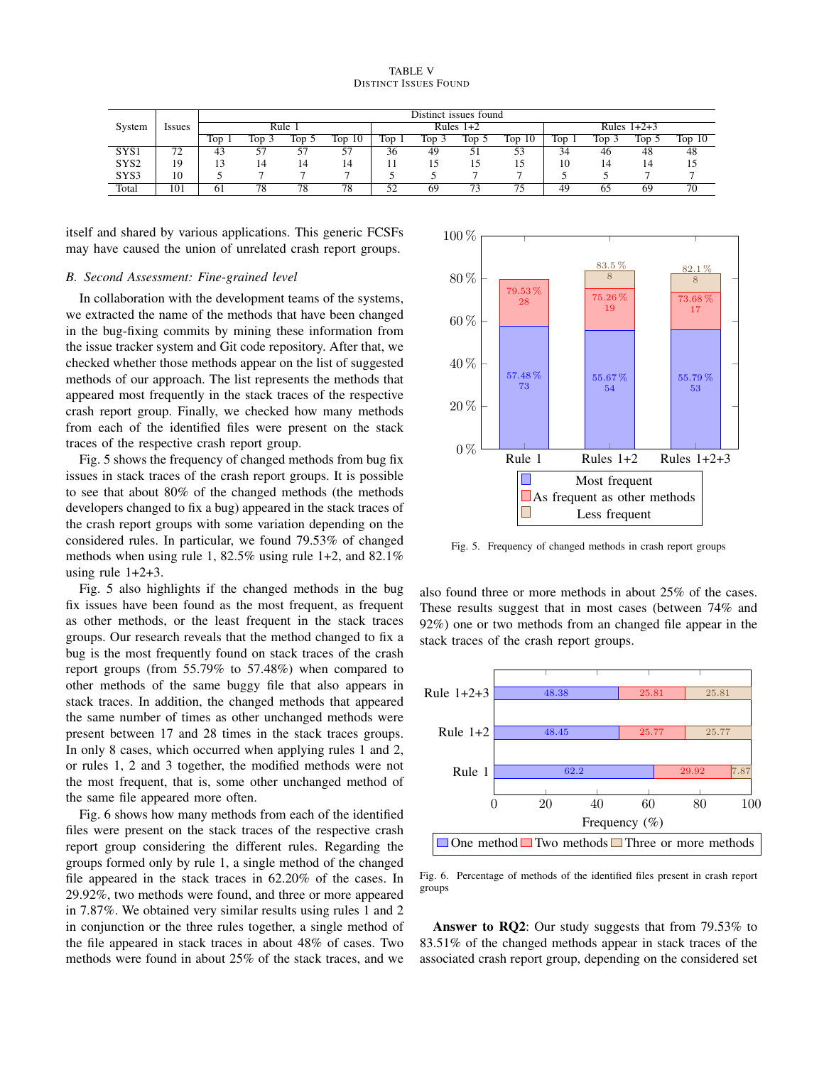TABLE V
DISTINCT ISSUES FOUND

| System | Issues | Distinct issues found | | | | | | | | | | | |
|---|---|---|---|---|---|---|---|---|---|---|---|---|---|
| | | Rule 1 | | | | Rules 1+2 | | | | Rules 1+2+3 | | | |
| | | Top 1 | Top 3 | Top 5 | Top 10 | Top 1 | Top 3 | Top 5 | Top 10 | Top 1 | Top 3 | Top 5 | Top 10 |
| SYS1 | 72 | 43 | 57 | 57 | 57 | 36 | 49 | 51 | 53 | 34 | 46 | 48 | 48 |
| SYS2 | 19 | 13 | 14 | 14 | 14 | 11 | 15 | 15 | 15 | 10 | 14 | 14 | 15 |
| SYS3 | 10 | 5 | 7 | 7 | 7 | 5 | 5 | 7 | 7 | 5 | 5 | 7 | 7 |
| Total | 101 | 61 | 78 | 78 | 78 | 52 | 69 | 73 | 75 | 49 | 65 | 69 | 70 |

itself and shared by various applications. This generic FCSFs may have caused the union of unrelated crash report groups.

### B. Second Assessment: Fine-grained level

In collaboration with the development teams of the systems, we extracted the name of the methods that have been changed in the bug-fixing commits by mining these information from the issue tracker system and Git code repository. After that, we checked whether those methods appear on the list of suggested methods of our approach. The list represents the methods that appeared most frequently in the stack traces of the respective crash report group. Finally, we checked how many methods from each of the identified files were present on the stack traces of the respective crash report group.

Fig. 5 shows the frequency of changed methods from bug fix issues in stack traces of the crash report groups. It is possible to see that about 80% of the changed methods (the methods developers changed to fix a bug) appeared in the stack traces of the crash report groups with some variation depending on the considered rules. In particular, we found 79.53% of changed methods when using rule 1, 82.5% using rule 1+2, and 82.1% using rule 1+2+3.

Fig. 5 also highlights if the changed methods in the bug fix issues have been found as the most frequent, as frequent as other methods, or the least frequent in the stack traces groups. Our research reveals that the method changed to fix a bug is the most frequently found on stack traces of the crash report groups (from 55.79% to 57.48%) when compared to other methods of the same buggy file that also appears in stack traces. In addition, the changed methods that appeared the same number of times as other unchanged methods were present between 17 and 28 times in the stack traces groups. In only 8 cases, which occurred when applying rules 1 and 2, or rules 1, 2 and 3 together, the modified methods were not the most frequent, that is, some other unchanged method of the same file appeared more often.

Fig. 6 shows how many methods from each of the identified files were present on the stack traces of the respective crash report group considering the different rules. Regarding the groups formed only by rule 1, a single method of the changed file appeared in the stack traces in 62.20% of the cases. In 29.92%, two methods were found, and three or more appeared in 7.87%. We obtained very similar results using rules 1 and 2 in conjunction or the three rules together, a single method of the file appeared in stack traces in about 48% of cases. Two methods were found in about 25% of the stack traces, and we also found three or more methods in about 25% of the cases. These results suggest that in most cases (between 74% and 92%) one or two methods from an changed file appear in the stack traces of the crash report groups.

| | Rule 1 | Rules 1+2 | Rules 1+2+3 |
|---|---|---|---|
| Most frequent | 57.48 % (73) | 55.67 % (54) | 55.79 % (53) |
| As frequent as other methods | 79.53 % (28) | 75.26 % (19) | 73.68 % (17) |
| Less frequent | – | 83.5 % (8) | 82.1 % (8) |

Fig. 5. Frequency of changed methods in crash report groups

| | One method | Two methods | Three or more methods |
|---|---|---|---|
| Rule 1+2+3 | 48.38 | 25.81 | 25.81 |
| Rule 1+2 | 48.45 | 25.77 | 25.77 |
| Rule 1 | 62.2 | 29.92 | 7.87 |

Fig. 6. Percentage of methods of the identified files present in crash report groups

**Answer to RQ2**: Our study suggests that from 79.53% to 83.51% of the changed methods appear in stack traces of the associated crash report group, depending on the considered set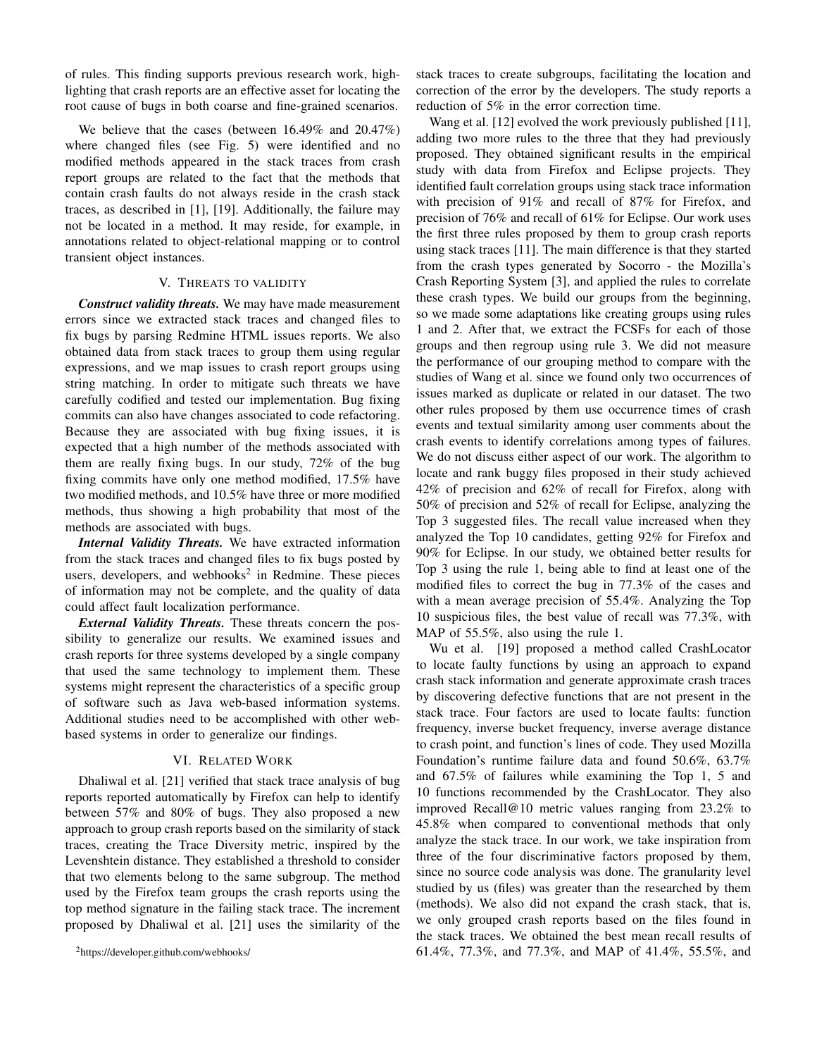of rules. This finding supports previous research work, highlighting that crash reports are an effective asset for locating the root cause of bugs in both coarse and fine-grained scenarios.

We believe that the cases (between 16.49% and 20.47%) where changed files (see Fig. 5) were identified and no modified methods appeared in the stack traces from crash report groups are related to the fact that the methods that contain crash faults do not always reside in the crash stack traces, as described in [1], [19]. Additionally, the failure may not be located in a method. It may reside, for example, in annotations related to object-relational mapping or to control transient object instances.

## V. Threats to validity

***Construct validity threats.*** We may have made measurement errors since we extracted stack traces and changed files to fix bugs by parsing Redmine HTML issues reports. We also obtained data from stack traces to group them using regular expressions, and we map issues to crash report groups using string matching. In order to mitigate such threats we have carefully codified and tested our implementation. Bug fixing commits can also have changes associated to code refactoring. Because they are associated with bug fixing issues, it is expected that a high number of the methods associated with them are really fixing bugs. In our study, 72% of the bug fixing commits have only one method modified, 17.5% have two modified methods, and 10.5% have three or more modified methods, thus showing a high probability that most of the methods are associated with bugs.

***Internal Validity Threats.*** We have extracted information from the stack traces and changed files to fix bugs posted by users, developers, and webhooks[2] in Redmine. These pieces of information may not be complete, and the quality of data could affect fault localization performance.

***External Validity Threats.*** These threats concern the possibility to generalize our results. We examined issues and crash reports for three systems developed by a single company that used the same technology to implement them. These systems might represent the characteristics of a specific group of software such as Java web-based information systems. Additional studies need to be accomplished with other web-based systems in order to generalize our findings.

## VI. Related Work

Dhaliwal et al. [21] verified that stack trace analysis of bug reports reported automatically by Firefox can help to identify between 57% and 80% of bugs. They also proposed a new approach to group crash reports based on the similarity of stack traces, creating the Trace Diversity metric, inspired by the Levenshtein distance. They established a threshold to consider that two elements belong to the same subgroup. The method used by the Firefox team groups the crash reports using the top method signature in the failing stack trace. The increment proposed by Dhaliwal et al. [21] uses the similarity of the stack traces to create subgroups, facilitating the location and correction of the error by the developers. The study reports a reduction of 5% in the error correction time.

Wang et al. [12] evolved the work previously published [11], adding two more rules to the three that they had previously proposed. They obtained significant results in the empirical study with data from Firefox and Eclipse projects. They identified fault correlation groups using stack trace information with precision of 91% and recall of 87% for Firefox, and precision of 76% and recall of 61% for Eclipse. Our work uses the first three rules proposed by them to group crash reports using stack traces [11]. The main difference is that they started from the crash types generated by Socorro - the Mozilla's Crash Reporting System [3], and applied the rules to correlate these crash types. We build our groups from the beginning, so we made some adaptations like creating groups using rules 1 and 2. After that, we extract the FCSFs for each of those groups and then regroup using rule 3. We did not measure the performance of our grouping method to compare with the studies of Wang et al. since we found only two occurrences of issues marked as duplicate or related in our dataset. The two other rules proposed by them use occurrence times of crash events and textual similarity among user comments about the crash events to identify correlations among types of failures. We do not discuss either aspect of our work. The algorithm to locate and rank buggy files proposed in their study achieved 42% of precision and 62% of recall for Firefox, along with 50% of precision and 52% of recall for Eclipse, analyzing the Top 3 suggested files. The recall value increased when they analyzed the Top 10 candidates, getting 92% for Firefox and 90% for Eclipse. In our study, we obtained better results for Top 3 using the rule 1, being able to find at least one of the modified files to correct the bug in 77.3% of the cases and with a mean average precision of 55.4%. Analyzing the Top 10 suspicious files, the best value of recall was 77.3%, with MAP of 55.5%, also using the rule 1.

Wu et al. [19] proposed a method called CrashLocator to locate faulty functions by using an approach to expand crash stack information and generate approximate crash traces by discovering defective functions that are not present in the stack trace. Four factors are used to locate faults: function frequency, inverse bucket frequency, inverse average distance to crash point, and function's lines of code. They used Mozilla Foundation's runtime failure data and found 50.6%, 63.7% and 67.5% of failures while examining the Top 1, 5 and 10 functions recommended by the CrashLocator. They also improved Recall@10 metric values ranging from 23.2% to 45.8% when compared to conventional methods that only analyze the stack trace. In our work, we take inspiration from three of the four discriminative factors proposed by them, since no source code analysis was done. The granularity level studied by us (files) was greater than the researched by them (methods). We also did not expand the crash stack, that is, we only grouped crash reports based on the files found in the stack traces. We obtained the best mean recall results of 61.4%, 77.3%, and 77.3%, and MAP of 41.4%, 55.5%, and

[2] https://developer.github.com/webhooks/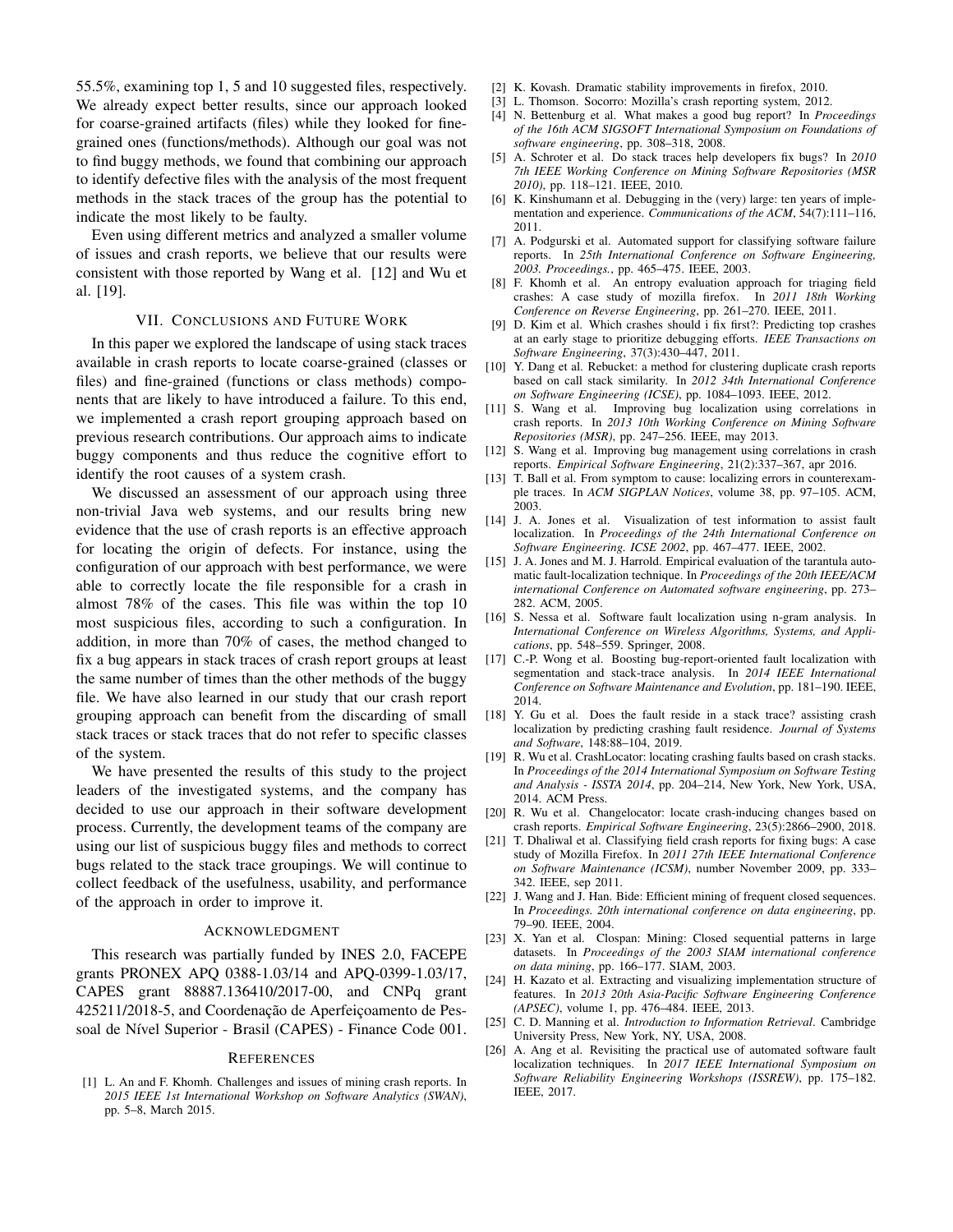55.5%, examining top 1, 5 and 10 suggested files, respectively. We already expect better results, since our approach looked for coarse-grained artifacts (files) while they looked for fine-grained ones (functions/methods). Although our goal was not to find buggy methods, we found that combining our approach to identify defective files with the analysis of the most frequent methods in the stack traces of the group has the potential to indicate the most likely to be faulty.

Even using different metrics and analyzed a smaller volume of issues and crash reports, we believe that our results were consistent with those reported by Wang et al. [12] and Wu et al. [19].

## VII. Conclusions and Future Work

In this paper we explored the landscape of using stack traces available in crash reports to locate coarse-grained (classes or files) and fine-grained (functions or class methods) components that are likely to have introduced a failure. To this end, we implemented a crash report grouping approach based on previous research contributions. Our approach aims to indicate buggy components and thus reduce the cognitive effort to identify the root causes of a system crash.

We discussed an assessment of our approach using three non-trivial Java web systems, and our results bring new evidence that the use of crash reports is an effective approach for locating the origin of defects. For instance, using the configuration of our approach with best performance, we were able to correctly locate the file responsible for a crash in almost 78% of the cases. This file was within the top 10 most suspicious files, according to such a configuration. In addition, in more than 70% of cases, the method changed to fix a bug appears in stack traces of crash report groups at least the same number of times than the other methods of the buggy file. We have also learned in our study that our crash report grouping approach can benefit from the discarding of small stack traces or stack traces that do not refer to specific classes of the system.

We have presented the results of this study to the project leaders of the investigated systems, and the company has decided to use our approach in their software development process. Currently, the development teams of the company are using our list of suspicious buggy files and methods to correct bugs related to the stack trace groupings. We will continue to collect feedback of the usefulness, usability, and performance of the approach in order to improve it.

## Acknowledgment

This research was partially funded by INES 2.0, FACEPE grants PRONEX APQ 0388-1.03/14 and APQ-0399-1.03/17, CAPES grant 88887.136410/2017-00, and CNPq grant 425211/2018-5, and Coordenação de Aperfeiçoamento de Pessoal de Nível Superior - Brasil (CAPES) - Finance Code 001.

## References

[1] L. An and F. Khomh. Challenges and issues of mining crash reports. In *2015 IEEE 1st International Workshop on Software Analytics (SWAN)*, pp. 5–8, March 2015.

[2] K. Kovash. Dramatic stability improvements in firefox, 2010.

[3] L. Thomson. Socorro: Mozilla's crash reporting system, 2012.

[4] N. Bettenburg et al. What makes a good bug report? In *Proceedings of the 16th ACM SIGSOFT International Symposium on Foundations of software engineering*, pp. 308–318, 2008.

[5] A. Schroter et al. Do stack traces help developers fix bugs? In *2010 7th IEEE Working Conference on Mining Software Repositories (MSR 2010)*, pp. 118–121. IEEE, 2010.

[6] K. Kinshumann et al. Debugging in the (very) large: ten years of implementation and experience. *Communications of the ACM*, 54(7):111–116, 2011.

[7] A. Podgurski et al. Automated support for classifying software failure reports. In *25th International Conference on Software Engineering, 2003. Proceedings.*, pp. 465–475. IEEE, 2003.

[8] F. Khomh et al. An entropy evaluation approach for triaging field crashes: A case study of mozilla firefox. In *2011 18th Working Conference on Reverse Engineering*, pp. 261–270. IEEE, 2011.

[9] D. Kim et al. Which crashes should i fix first?: Predicting top crashes at an early stage to prioritize debugging efforts. *IEEE Transactions on Software Engineering*, 37(3):430–447, 2011.

[10] Y. Dang et al. Rebucket: a method for clustering duplicate crash reports based on call stack similarity. In *2012 34th International Conference on Software Engineering (ICSE)*, pp. 1084–1093. IEEE, 2012.

[11] S. Wang et al. Improving bug localization using correlations in crash reports. In *2013 10th Working Conference on Mining Software Repositories (MSR)*, pp. 247–256. IEEE, may 2013.

[12] S. Wang et al. Improving bug management using correlations in crash reports. *Empirical Software Engineering*, 21(2):337–367, apr 2016.

[13] T. Ball et al. From symptom to cause: localizing errors in counterexample traces. In *ACM SIGPLAN Notices*, volume 38, pp. 97–105. ACM, 2003.

[14] J. A. Jones et al. Visualization of test information to assist fault localization. In *Proceedings of the 24th International Conference on Software Engineering. ICSE 2002*, pp. 467–477. IEEE, 2002.

[15] J. A. Jones and M. J. Harrold. Empirical evaluation of the tarantula automatic fault-localization technique. In *Proceedings of the 20th IEEE/ACM international Conference on Automated software engineering*, pp. 273–282. ACM, 2005.

[16] S. Nessa et al. Software fault localization using n-gram analysis. In *International Conference on Wireless Algorithms, Systems, and Applications*, pp. 548–559. Springer, 2008.

[17] C.-P. Wong et al. Boosting bug-report-oriented fault localization with segmentation and stack-trace analysis. In *2014 IEEE International Conference on Software Maintenance and Evolution*, pp. 181–190. IEEE, 2014.

[18] Y. Gu et al. Does the fault reside in a stack trace? assisting crash localization by predicting crashing fault residence. *Journal of Systems and Software*, 148:88–104, 2019.

[19] R. Wu et al. CrashLocator: locating crashing faults based on crash stacks. In *Proceedings of the 2014 International Symposium on Software Testing and Analysis - ISSTA 2014*, pp. 204–214, New York, New York, USA, 2014. ACM Press.

[20] R. Wu et al. Changelocator: locate crash-inducing changes based on crash reports. *Empirical Software Engineering*, 23(5):2866–2900, 2018.

[21] T. Dhaliwal et al. Classifying field crash reports for fixing bugs: A case study of Mozilla Firefox. In *2011 27th IEEE International Conference on Software Maintenance (ICSM)*, number November 2009, pp. 333–342. IEEE, sep 2011.

[22] J. Wang and J. Han. Bide: Efficient mining of frequent closed sequences. In *Proceedings. 20th international conference on data engineering*, pp. 79–90. IEEE, 2004.

[23] X. Yan et al. Clospan: Mining: Closed sequential patterns in large datasets. In *Proceedings of the 2003 SIAM international conference on data mining*, pp. 166–177. SIAM, 2003.

[24] H. Kazato et al. Extracting and visualizing implementation structure of features. In *2013 20th Asia-Pacific Software Engineering Conference (APSEC)*, volume 1, pp. 476–484. IEEE, 2013.

[25] C. D. Manning et al. *Introduction to Information Retrieval*. Cambridge University Press, New York, NY, USA, 2008.

[26] A. Ang et al. Revisiting the practical use of automated software fault localization techniques. In *2017 IEEE International Symposium on Software Reliability Engineering Workshops (ISSREW)*, pp. 175–182. IEEE, 2017.